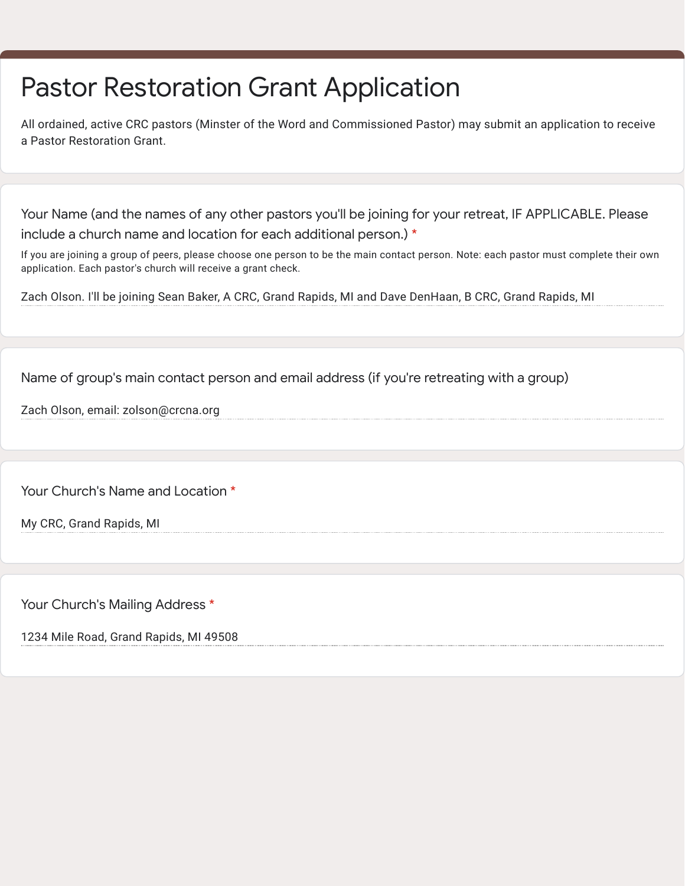# Pastor Restoration Grant Application

All ordained, active CRC pastors (Minster of the Word and Commissioned Pastor) may submit an application to receive a Pastor Restoration Grant.

**Your Name (and the names of any other pastors you'll be joining for your retreat, IF APPLICABLE. Please include a church name and location for each additional person.) ***

If you are joining a group of peers, please choose one person to be the main contact person. Note: each pastor must complete their own application. Each pastor's church will receive a grant check.

Zach Olson. I'll be joining Sean Baker, A CRC, Grand Rapids, MI and Dave DenHaan, B CRC, Grand Rapids, MI

**Name of group's main contact person and email address (if you're retreating with a group)**

Zach Olson, email: zolson@crcna.org

**Your Church's Name and Location ***

My CRC, Grand Rapids, MI

**Your Church's Mailing Address ***

1234 Mile Road, Grand Rapids, MI 49508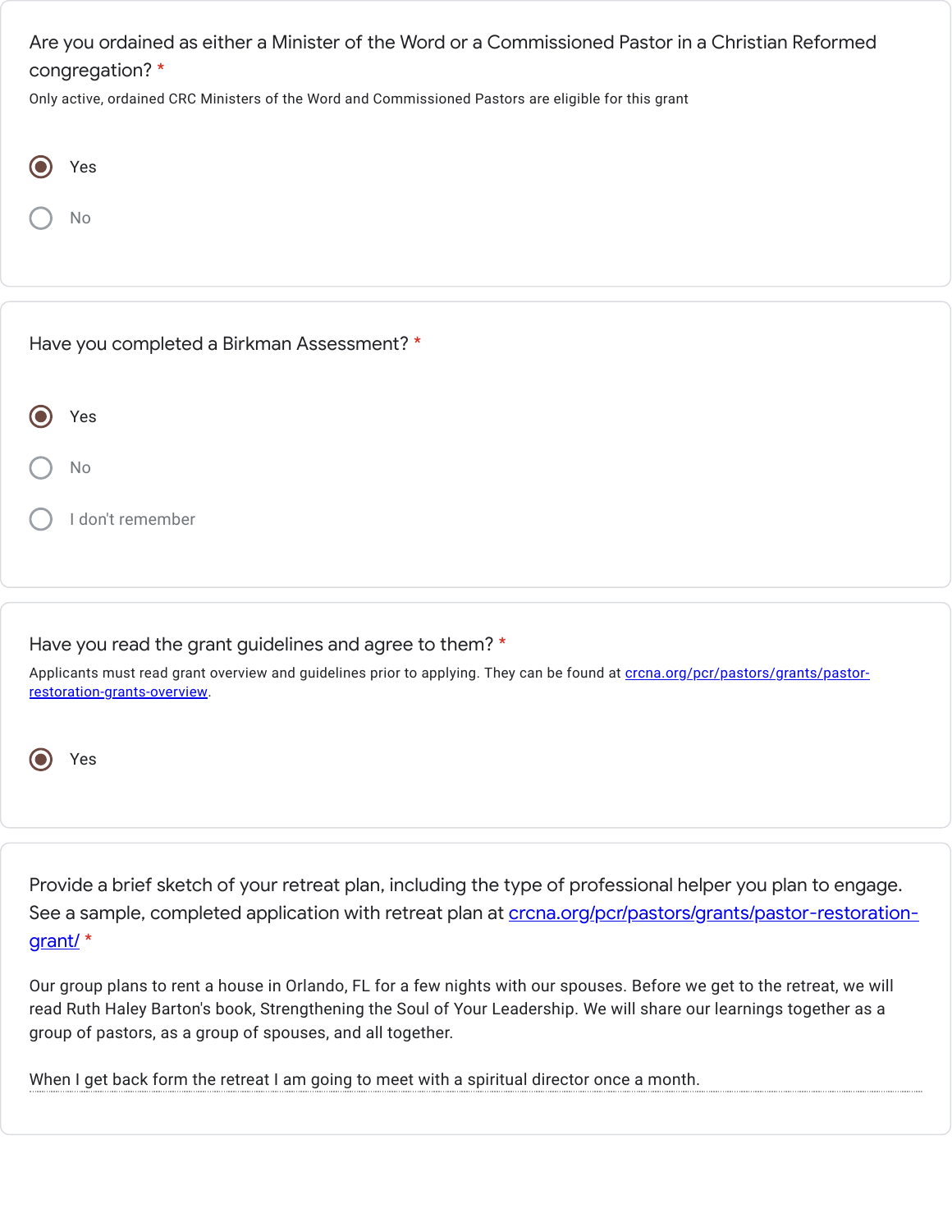Are you ordained as either a Minister of the Word or a Commissioned Pastor in a Christian Reformed congregation? *

Only active, ordained CRC Ministers of the Word and Commissioned Pastors are eligible for this grant

- (x) Yes
- ( ) No

Have you completed a Birkman Assessment? *

- (x) Yes
- ( ) No
- ( ) I don't remember

Have you read the grant guidelines and agree to them? *

Applicants must read grant overview and guidelines prior to applying. They can be found at crcna.org/pcr/pastors/grants/pastor-restoration-grants-overview.

- (x) Yes

Provide a brief sketch of your retreat plan, including the type of professional helper you plan to engage. See a sample, completed application with retreat plan at crcna.org/pcr/pastors/grants/pastor-restoration-grant/ *

Our group plans to rent a house in Orlando, FL for a few nights with our spouses. Before we get to the retreat, we will read Ruth Haley Barton's book, Strengthening the Soul of Your Leadership. We will share our learnings together as a group of pastors, as a group of spouses, and all together.

When I get back form the retreat I am going to meet with a spiritual director once a month.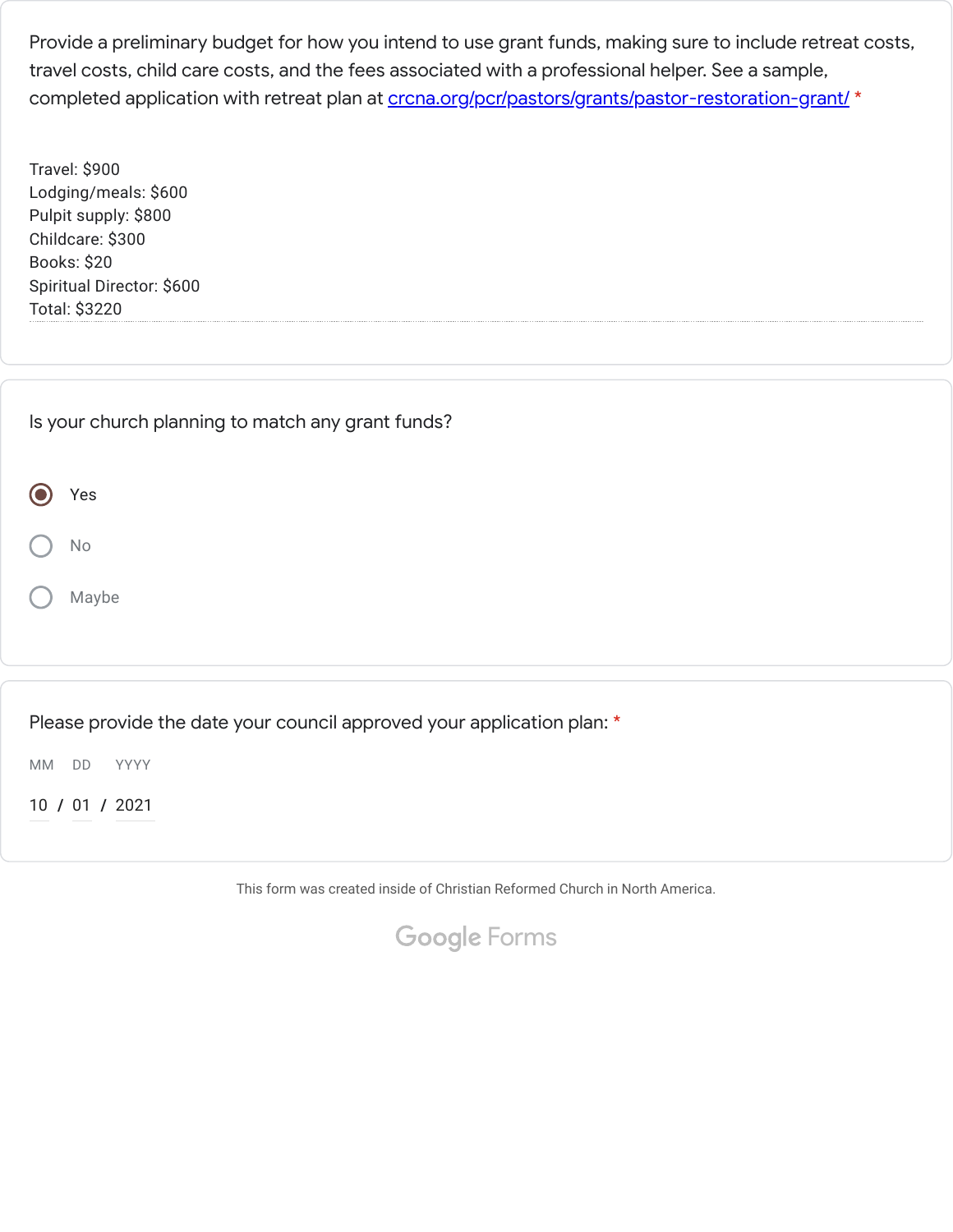Provide a preliminary budget for how you intend to use grant funds, making sure to include retreat costs, travel costs, child care costs, and the fees associated with a professional helper. See a sample, completed application with retreat plan at [crcna.org/pcr/pastors/grants/pastor-restoration-grant/](crcna.org/pcr/pastors/grants/pastor-restoration-grant/) *

Travel: $900
Lodging/meals: $600
Pulpit supply: $800
Childcare: $300
Books: $20
Spiritual Director: $600
Total: $3220

Is your church planning to match any grant funds?

- (●) Yes
- ( ) No
- ( ) Maybe

Please provide the date your council approved your application plan: *

MM DD YYYY

10 / 01 / 2021

This form was created inside of Christian Reformed Church in North America.

Google Forms